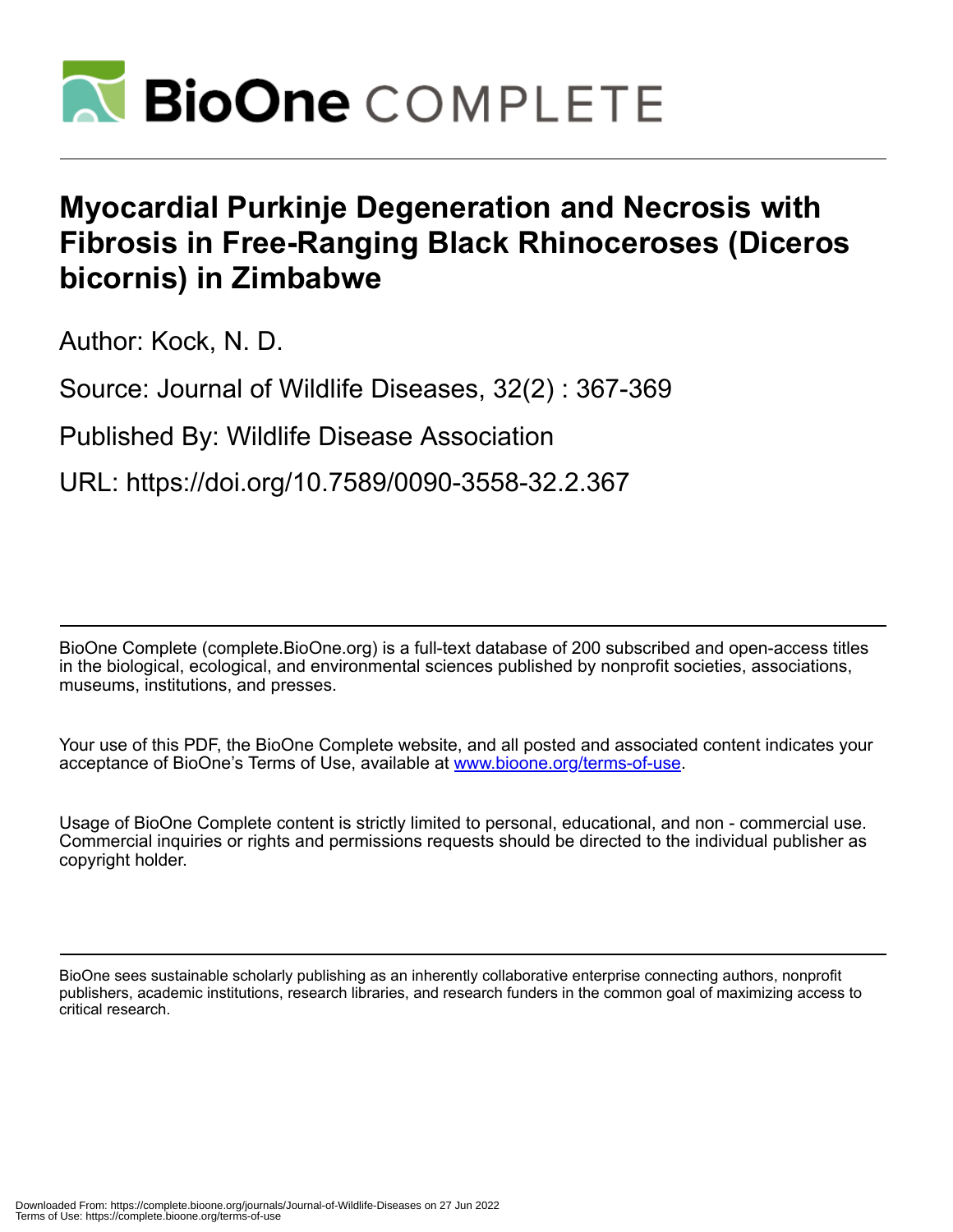# Myocardial Purkinje Degeneration and Necrosis with Fibrosis in Free-Ranging Black Rhinoceroses (Diceros bicornis) in Zimbabwe

Author: Kock, N. D.

Source: Journal of Wildlife Diseases, 32(2) : 367-369

Published By: Wildlife Disease Association

URL: https://doi.org/10.7589/0090-3558-32.2.367

BioOne Complete (complete.BioOne.org) is a full-text database of 200 subscribed and open-access titles in the biological, ecological, and environmental sciences published by nonprofit societies, associations, museums, institutions, and presses.

Your use of this PDF, the BioOne Complete website, and all posted and associated content indicates your acceptance of BioOne's Terms of Use, available at www.bioone.org/terms-of-use.

Usage of BioOne Complete content is strictly limited to personal, educational, and non - commercial use. Commercial inquiries or rights and permissions requests should be directed to the individual publisher as copyright holder.

BioOne sees sustainable scholarly publishing as an inherently collaborative enterprise connecting authors, nonprofit publishers, academic institutions, research libraries, and research funders in the common goal of maximizing access to critical research.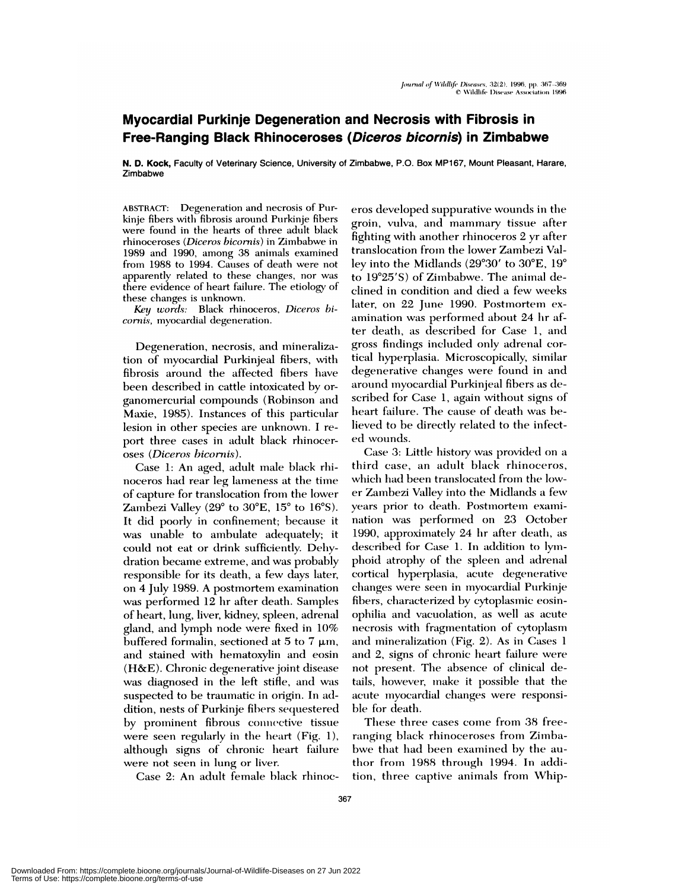# Myocardial Purkinje Degeneration and Necrosis with Fibrosis in Free-Ranging Black Rhinoceroses (*Diceros bicornis*) in Zimbabwe

**N. D. Kock,** Faculty of Veterinary Science, University of Zimbabwe, P.O. Box MP167, Mount Pleasant, Harare, Zimbabwe

ABSTRACT: Degeneration and necrosis of Purkinje fibers with fibrosis around Purkinje fibers were found in the hearts of three adult black rhinoceroses (*Diceros bicornis*) in Zimbabwe in 1989 and 1990, among 38 animals examined from 1988 to 1994. Causes of death were not apparently related to these changes, nor was there evidence of heart failure. The etiology of these changes is unknown.

*Key words:* Black rhinoceros, *Diceros bicornis*, myocardial degeneration.

Degeneration, necrosis, and mineralization of myocardial Purkinjeal fibers, with fibrosis around the affected fibers have been described in cattle intoxicated by organomercurial compounds (Robinson and Maxie, 1985). Instances of this particular lesion in other species are unknown. I report three cases in adult black rhinoceroses (*Diceros bicornis*).

Case 1: An aged, adult male black rhinoceros had rear leg lameness at the time of capture for translocation from the lower Zambezi Valley (29° to 30°E, 15° to 16°S). It did poorly in confinement; because it was unable to ambulate adequately; it could not eat or drink sufficiently. Dehydration became extreme, and was probably responsible for its death, a few days later, on 4 July 1989. A postmortem examination was performed 12 hr after death. Samples of heart, lung, liver, kidney, spleen, adrenal gland, and lymph node were fixed in 10% buffered formalin, sectioned at 5 to 7 μm, and stained with hematoxylin and eosin (H&E). Chronic degenerative joint disease was diagnosed in the left stifle, and was suspected to be traumatic in origin. In addition, nests of Purkinje fibers sequestered by prominent fibrous connective tissue were seen regularly in the heart (Fig. 1), although signs of chronic heart failure were not seen in lung or liver.

Case 2: An adult female black rhinoceros developed suppurative wounds in the groin, vulva, and mammary tissue after fighting with another rhinoceros 2 yr after translocation from the lower Zambezi Valley into the Midlands (29°30′ to 30°E, 19° to 19°25′S) of Zimbabwe. The animal declined in condition and died a few weeks later, on 22 June 1990. Postmortem examination was performed about 24 hr after death, as described for Case 1, and gross findings included only adrenal cortical hyperplasia. Microscopically, similar degenerative changes were found in and around myocardial Purkinjeal fibers as described for Case 1, again without signs of heart failure. The cause of death was believed to be directly related to the infected wounds.

Case 3: Little history was provided on a third case, an adult black rhinoceros, which had been translocated from the lower Zambezi Valley into the Midlands a few years prior to death. Postmortem examination was performed on 23 October 1990, approximately 24 hr after death, as described for Case 1. In addition to lymphoid atrophy of the spleen and adrenal cortical hyperplasia, acute degenerative changes were seen in myocardial Purkinje fibers, characterized by cytoplasmic eosinophilia and vacuolation, as well as acute necrosis with fragmentation of cytoplasm and mineralization (Fig. 2). As in Cases 1 and 2, signs of chronic heart failure were not present. The absence of clinical details, however, make it possible that the acute myocardial changes were responsible for death.

These three cases come from 38 free-ranging black rhinoceroses from Zimbabwe that had been examined by the author from 1988 through 1994. In addition, three captive animals from Whip-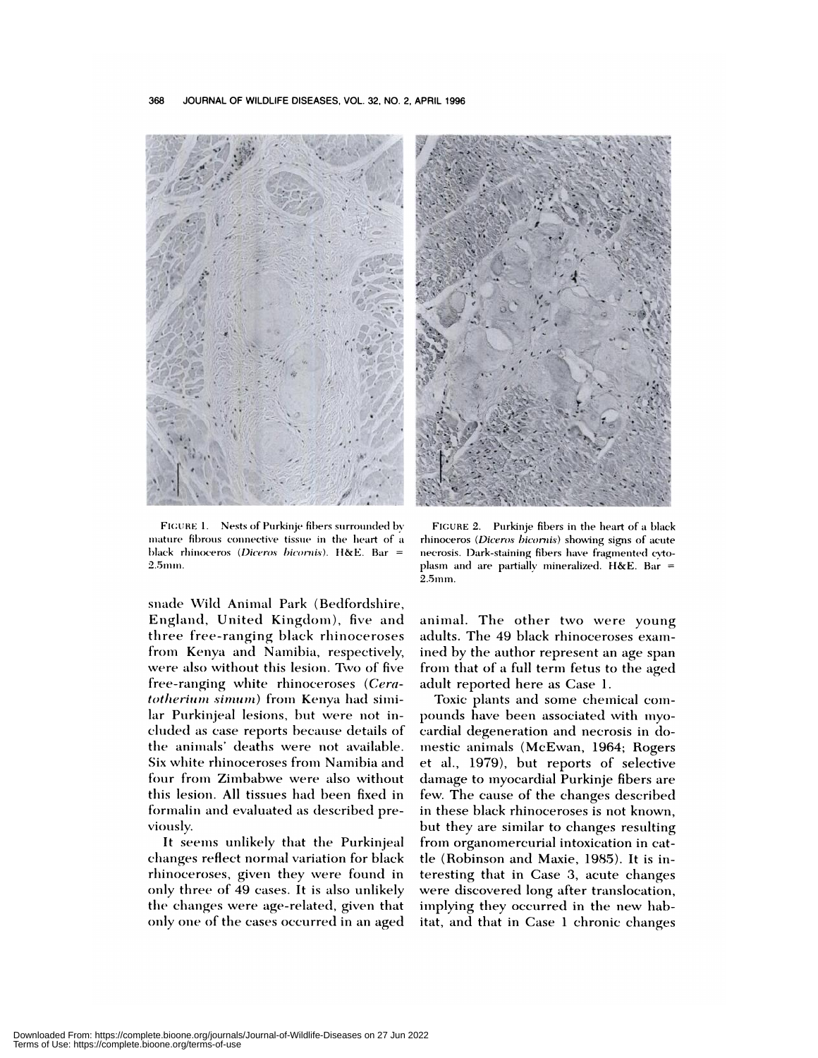FIGURE 1. Nests of Purkinje fibers surrounded by mature fibrous connective tissue in the heart of a black rhinoceros (*Diceros bicornis*). H&E. Bar = 2.5mm.

FIGURE 2. Purkinje fibers in the heart of a black rhinoceros (*Diceros bicornis*) showing signs of acute necrosis. Dark-staining fibers have fragmented cytoplasm and are partially mineralized. H&E. Bar = 2.5mm.

snade Wild Animal Park (Bedfordshire, England, United Kingdom), five and three free-ranging black rhinoceroses from Kenya and Namibia, respectively, were also without this lesion. Two of five free-ranging white rhinoceroses (*Ceratotherium simum*) from Kenya had similar Purkinjeal lesions, but were not included as case reports because details of the animals' deaths were not available. Six white rhinoceroses from Namibia and four from Zimbabwe were also without this lesion. All tissues had been fixed in formalin and evaluated as described previously.

It seems unlikely that the Purkinjeal changes reflect normal variation for black rhinoceroses, given they were found in only three of 49 cases. It is also unlikely the changes were age-related, given that only one of the cases occurred in an aged animal. The other two were young adults. The 49 black rhinoceroses examined by the author represent an age span from that of a full term fetus to the aged adult reported here as Case 1.

Toxic plants and some chemical compounds have been associated with myocardial degeneration and necrosis in domestic animals (McEwan, 1964; Rogers et al., 1979), but reports of selective damage to myocardial Purkinje fibers are few. The cause of the changes described in these black rhinoceroses is not known, but they are similar to changes resulting from organomercurial intoxication in cattle (Robinson and Maxie, 1985). It is interesting that in Case 3, acute changes were discovered long after translocation, implying they occurred in the new habitat, and that in Case 1 chronic changes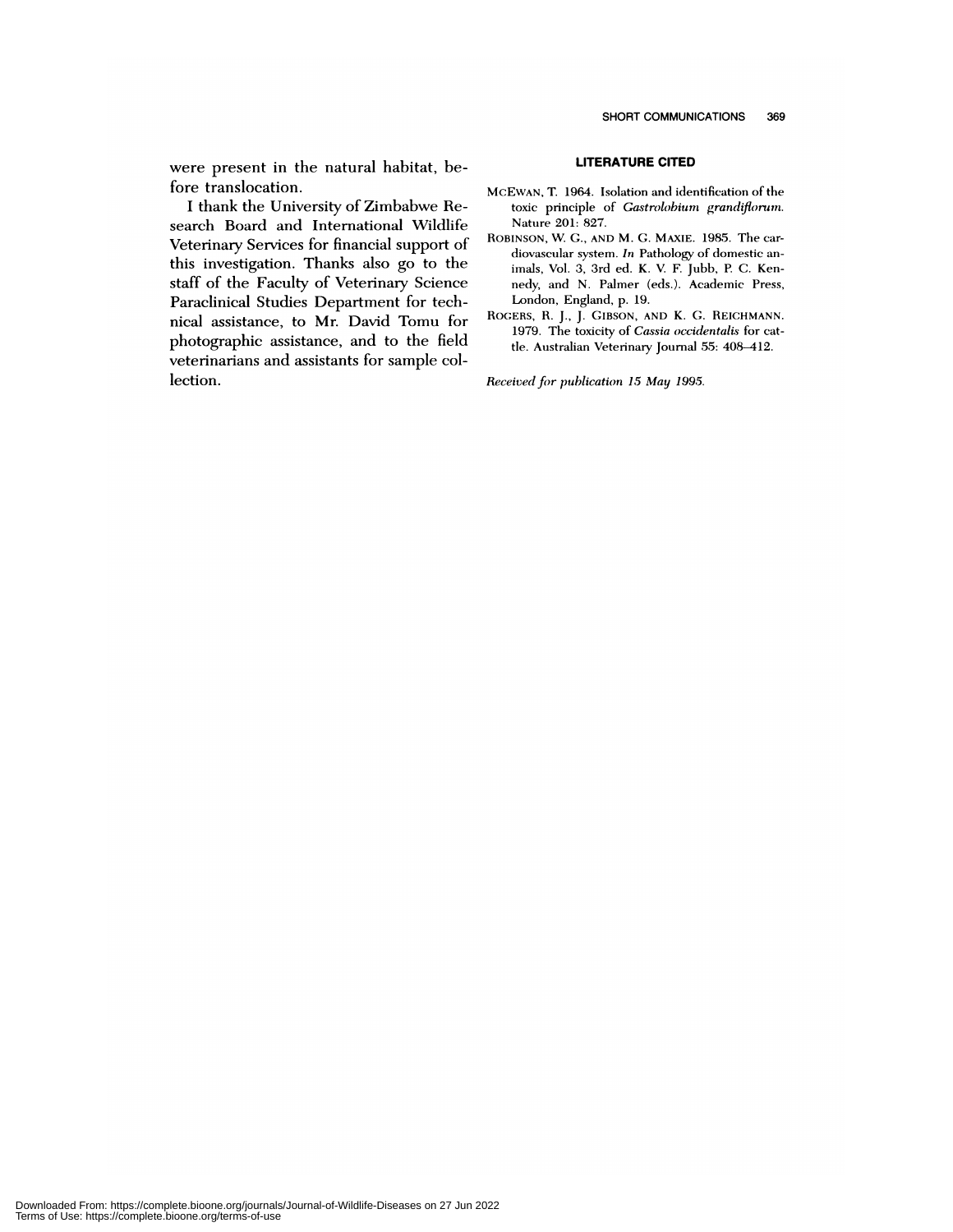were present in the natural habitat, before translocation.

I thank the University of Zimbabwe Research Board and International Wildlife Veterinary Services for financial support of this investigation. Thanks also go to the staff of the Faculty of Veterinary Science Paraclinical Studies Department for technical assistance, to Mr. David Tomu for photographic assistance, and to the field veterinarians and assistants for sample collection.

## LITERATURE CITED

MCEWAN, T. 1964. Isolation and identification of the toxic principle of *Gastrolobium grandiflorum.* Nature 201: 827.

ROBINSON, W. G., AND M. G. MAXIE. 1985. The cardiovascular system. *In* Pathology of domestic animals, Vol. 3, 3rd ed. K. V. F. Jubb, P. C. Kennedy, and N. Palmer (eds.). Academic Press, London, England, p. 19.

ROGERS, R. J., J. GIBSON, AND K. G. REICHMANN. 1979. The toxicity of *Cassia occidentalis* for cattle. Australian Veterinary Journal 55: 408–412.

*Received for publication 15 May 1995.*